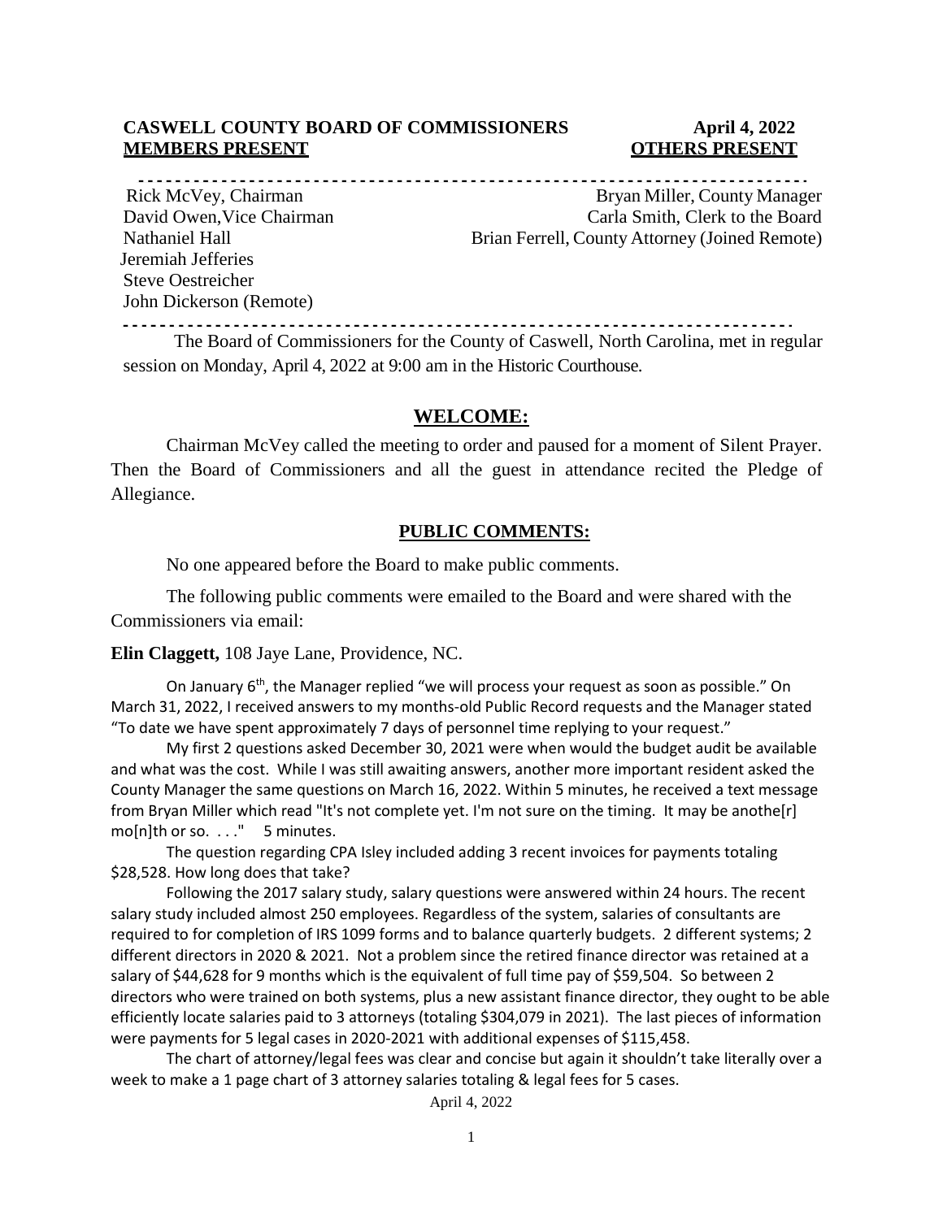**CASWELL COUNTY BOARD OF COMMISSIONERS** **April 4, 2022**

| **MEMBERS PRESENT** | **OTHERS PRESENT** |
|---|---|
| Rick McVey, Chairman | Bryan Miller, County Manager |
| David Owen, Vice Chairman | Carla Smith, Clerk to the Board |
| Nathaniel Hall | Brian Ferrell, County Attorney (Joined Remote) |
| Jeremiah Jefferies | |
| Steve Oestreicher | |
| John Dickerson (Remote) | |

The Board of Commissioners for the County of Caswell, North Carolina, met in regular session on Monday, April 4, 2022 at 9:00 am in the Historic Courthouse.

## WELCOME:

Chairman McVey called the meeting to order and paused for a moment of Silent Prayer. Then the Board of Commissioners and all the guest in attendance recited the Pledge of Allegiance.

## PUBLIC COMMENTS:

No one appeared before the Board to make public comments.

The following public comments were emailed to the Board and were shared with the Commissioners via email:

**Elin Claggett,** 108 Jaye Lane, Providence, NC.

On January 6th, the Manager replied "we will process your request as soon as possible." On March 31, 2022, I received answers to my months-old Public Record requests and the Manager stated "To date we have spent approximately 7 days of personnel time replying to your request."

My first 2 questions asked December 30, 2021 were when would the budget audit be available and what was the cost. While I was still awaiting answers, another more important resident asked the County Manager the same questions on March 16, 2022. Within 5 minutes, he received a text message from Bryan Miller which read "It's not complete yet. I'm not sure on the timing. It may be anothe[r] mo[n]th or so. . . ." 5 minutes.

The question regarding CPA Isley included adding 3 recent invoices for payments totaling $28,528. How long does that take?

Following the 2017 salary study, salary questions were answered within 24 hours. The recent salary study included almost 250 employees. Regardless of the system, salaries of consultants are required to for completion of IRS 1099 forms and to balance quarterly budgets. 2 different systems; 2 different directors in 2020 & 2021. Not a problem since the retired finance director was retained at a salary of $44,628 for 9 months which is the equivalent of full time pay of $59,504. So between 2 directors who were trained on both systems, plus a new assistant finance director, they ought to be able efficiently locate salaries paid to 3 attorneys (totaling $304,079 in 2021). The last pieces of information were payments for 5 legal cases in 2020-2021 with additional expenses of $115,458.

The chart of attorney/legal fees was clear and concise but again it shouldn't take literally over a week to make a 1 page chart of 3 attorney salaries totaling & legal fees for 5 cases.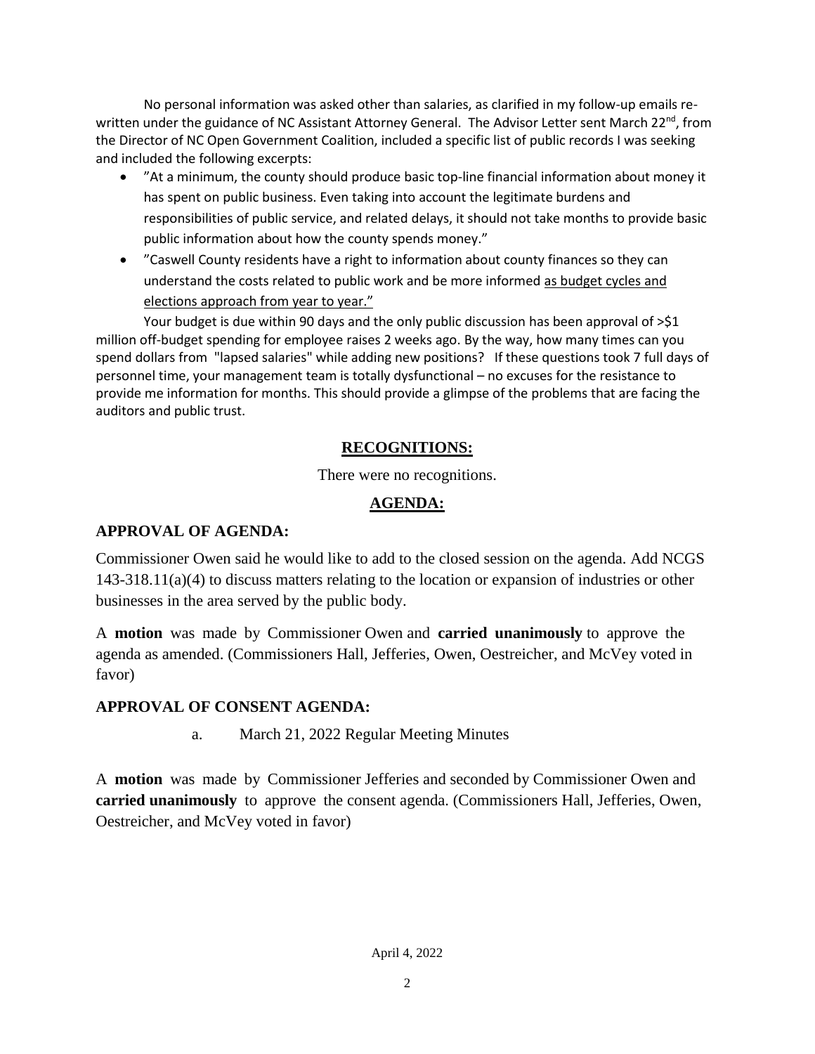No personal information was asked other than salaries, as clarified in my follow-up emails re-written under the guidance of NC Assistant Attorney General. The Advisor Letter sent March 22nd, from the Director of NC Open Government Coalition, included a specific list of public records I was seeking and included the following excerpts:

- "At a minimum, the county should produce basic top-line financial information about money it has spent on public business. Even taking into account the legitimate burdens and responsibilities of public service, and related delays, it should not take months to provide basic public information about how the county spends money."
- "Caswell County residents have a right to information about county finances so they can understand the costs related to public work and be more informed as budget cycles and elections approach from year to year."

Your budget is due within 90 days and the only public discussion has been approval of >$1 million off-budget spending for employee raises 2 weeks ago. By the way, how many times can you spend dollars from "lapsed salaries" while adding new positions? If these questions took 7 full days of personnel time, your management team is totally dysfunctional – no excuses for the resistance to provide me information for months. This should provide a glimpse of the problems that are facing the auditors and public trust.

## RECOGNITIONS:

There were no recognitions.

## AGENDA:

### APPROVAL OF AGENDA:

Commissioner Owen said he would like to add to the closed session on the agenda. Add NCGS 143-318.11(a)(4) to discuss matters relating to the location or expansion of industries or other businesses in the area served by the public body.

A **motion** was made by Commissioner Owen and **carried unanimously** to approve the agenda as amended. (Commissioners Hall, Jefferies, Owen, Oestreicher, and McVey voted in favor)

### APPROVAL OF CONSENT AGENDA:

a. March 21, 2022 Regular Meeting Minutes

A **motion** was made by Commissioner Jefferies and seconded by Commissioner Owen and **carried unanimously** to approve the consent agenda. (Commissioners Hall, Jefferies, Owen, Oestreicher, and McVey voted in favor)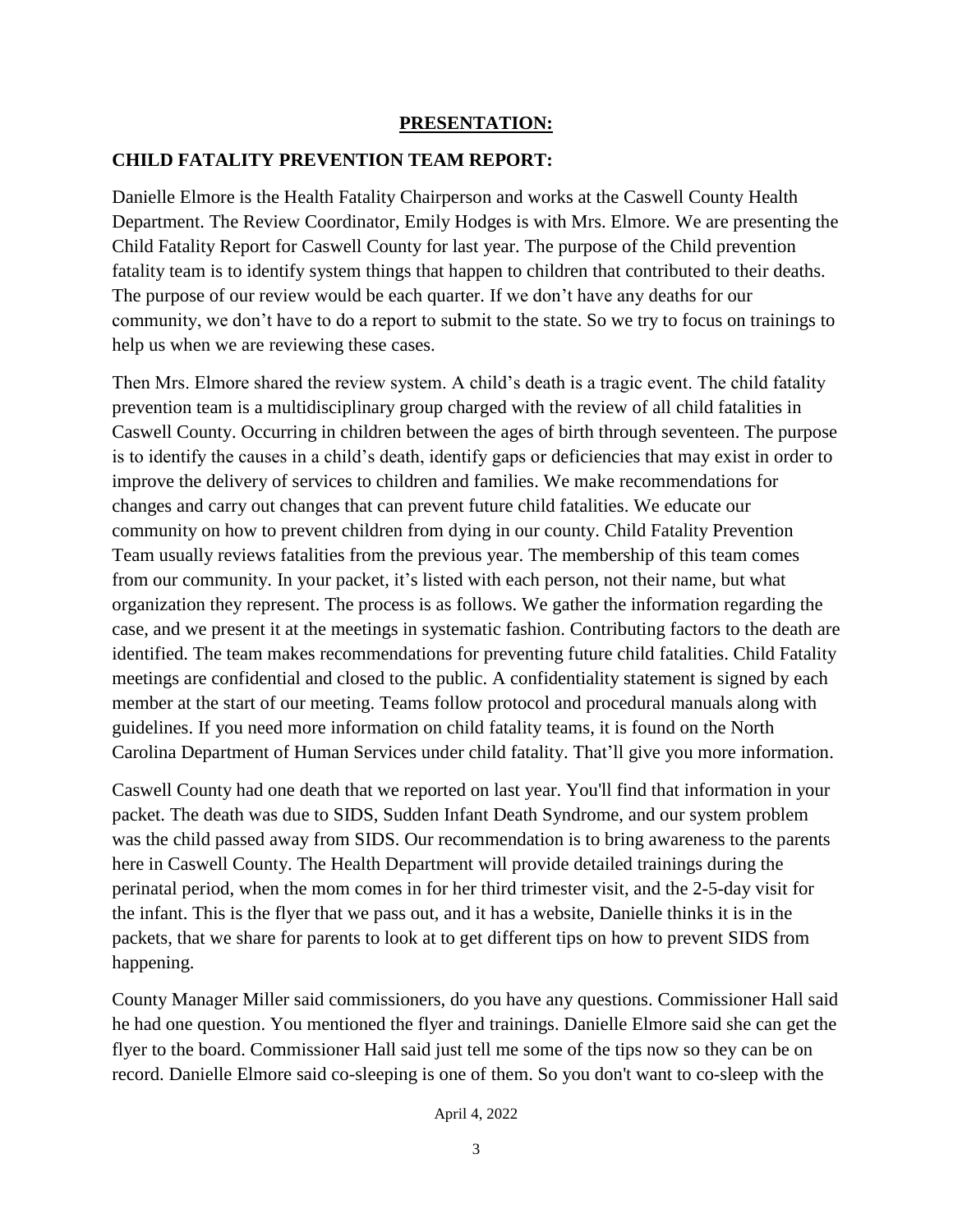## PRESENTATION:

### CHILD FATALITY PREVENTION TEAM REPORT:

Danielle Elmore is the Health Fatality Chairperson and works at the Caswell County Health Department. The Review Coordinator, Emily Hodges is with Mrs. Elmore. We are presenting the Child Fatality Report for Caswell County for last year. The purpose of the Child prevention fatality team is to identify system things that happen to children that contributed to their deaths. The purpose of our review would be each quarter. If we don't have any deaths for our community, we don't have to do a report to submit to the state. So we try to focus on trainings to help us when we are reviewing these cases.

Then Mrs. Elmore shared the review system. A child's death is a tragic event. The child fatality prevention team is a multidisciplinary group charged with the review of all child fatalities in Caswell County. Occurring in children between the ages of birth through seventeen. The purpose is to identify the causes in a child's death, identify gaps or deficiencies that may exist in order to improve the delivery of services to children and families. We make recommendations for changes and carry out changes that can prevent future child fatalities. We educate our community on how to prevent children from dying in our county. Child Fatality Prevention Team usually reviews fatalities from the previous year. The membership of this team comes from our community. In your packet, it's listed with each person, not their name, but what organization they represent. The process is as follows. We gather the information regarding the case, and we present it at the meetings in systematic fashion. Contributing factors to the death are identified. The team makes recommendations for preventing future child fatalities. Child Fatality meetings are confidential and closed to the public. A confidentiality statement is signed by each member at the start of our meeting. Teams follow protocol and procedural manuals along with guidelines. If you need more information on child fatality teams, it is found on the North Carolina Department of Human Services under child fatality. That'll give you more information.

Caswell County had one death that we reported on last year. You'll find that information in your packet. The death was due to SIDS, Sudden Infant Death Syndrome, and our system problem was the child passed away from SIDS. Our recommendation is to bring awareness to the parents here in Caswell County. The Health Department will provide detailed trainings during the perinatal period, when the mom comes in for her third trimester visit, and the 2-5-day visit for the infant. This is the flyer that we pass out, and it has a website, Danielle thinks it is in the packets, that we share for parents to look at to get different tips on how to prevent SIDS from happening.

County Manager Miller said commissioners, do you have any questions. Commissioner Hall said he had one question. You mentioned the flyer and trainings. Danielle Elmore said she can get the flyer to the board. Commissioner Hall said just tell me some of the tips now so they can be on record. Danielle Elmore said co-sleeping is one of them. So you don't want to co-sleep with the

April 4, 2022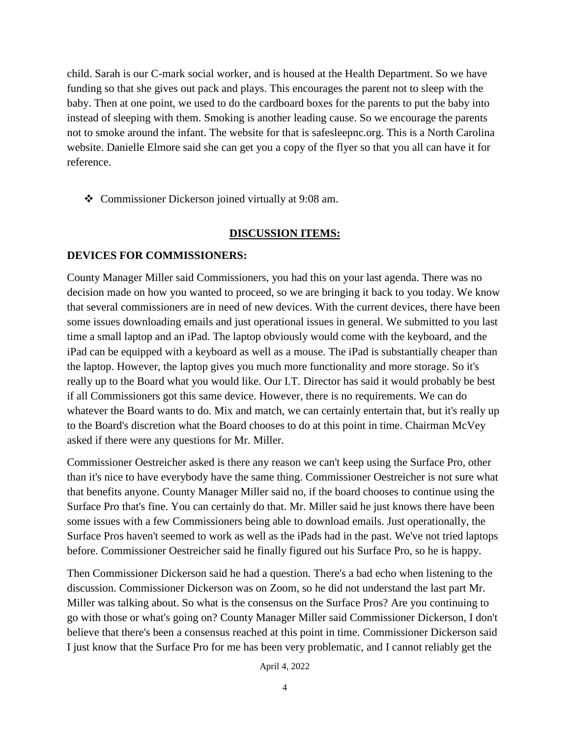child. Sarah is our C-mark social worker, and is housed at the Health Department. So we have funding so that she gives out pack and plays. This encourages the parent not to sleep with the baby. Then at one point, we used to do the cardboard boxes for the parents to put the baby into instead of sleeping with them. Smoking is another leading cause. So we encourage the parents not to smoke around the infant. The website for that is safesleepnc.org. This is a North Carolina website. Danielle Elmore said she can get you a copy of the flyer so that you all can have it for reference.

- Commissioner Dickerson joined virtually at 9:08 am.

## DISCUSSION ITEMS:

### DEVICES FOR COMMISSIONERS:

County Manager Miller said Commissioners, you had this on your last agenda. There was no decision made on how you wanted to proceed, so we are bringing it back to you today. We know that several commissioners are in need of new devices. With the current devices, there have been some issues downloading emails and just operational issues in general. We submitted to you last time a small laptop and an iPad. The laptop obviously would come with the keyboard, and the iPad can be equipped with a keyboard as well as a mouse. The iPad is substantially cheaper than the laptop. However, the laptop gives you much more functionality and more storage. So it's really up to the Board what you would like. Our I.T. Director has said it would probably be best if all Commissioners got this same device. However, there is no requirements. We can do whatever the Board wants to do. Mix and match, we can certainly entertain that, but it's really up to the Board's discretion what the Board chooses to do at this point in time. Chairman McVey asked if there were any questions for Mr. Miller.

Commissioner Oestreicher asked is there any reason we can't keep using the Surface Pro, other than it's nice to have everybody have the same thing. Commissioner Oestreicher is not sure what that benefits anyone. County Manager Miller said no, if the board chooses to continue using the Surface Pro that's fine. You can certainly do that. Mr. Miller said he just knows there have been some issues with a few Commissioners being able to download emails. Just operationally, the Surface Pros haven't seemed to work as well as the iPads had in the past. We've not tried laptops before. Commissioner Oestreicher said he finally figured out his Surface Pro, so he is happy.

Then Commissioner Dickerson said he had a question. There's a bad echo when listening to the discussion. Commissioner Dickerson was on Zoom, so he did not understand the last part Mr. Miller was talking about. So what is the consensus on the Surface Pros? Are you continuing to go with those or what's going on? County Manager Miller said Commissioner Dickerson, I don't believe that there's been a consensus reached at this point in time. Commissioner Dickerson said I just know that the Surface Pro for me has been very problematic, and I cannot reliably get the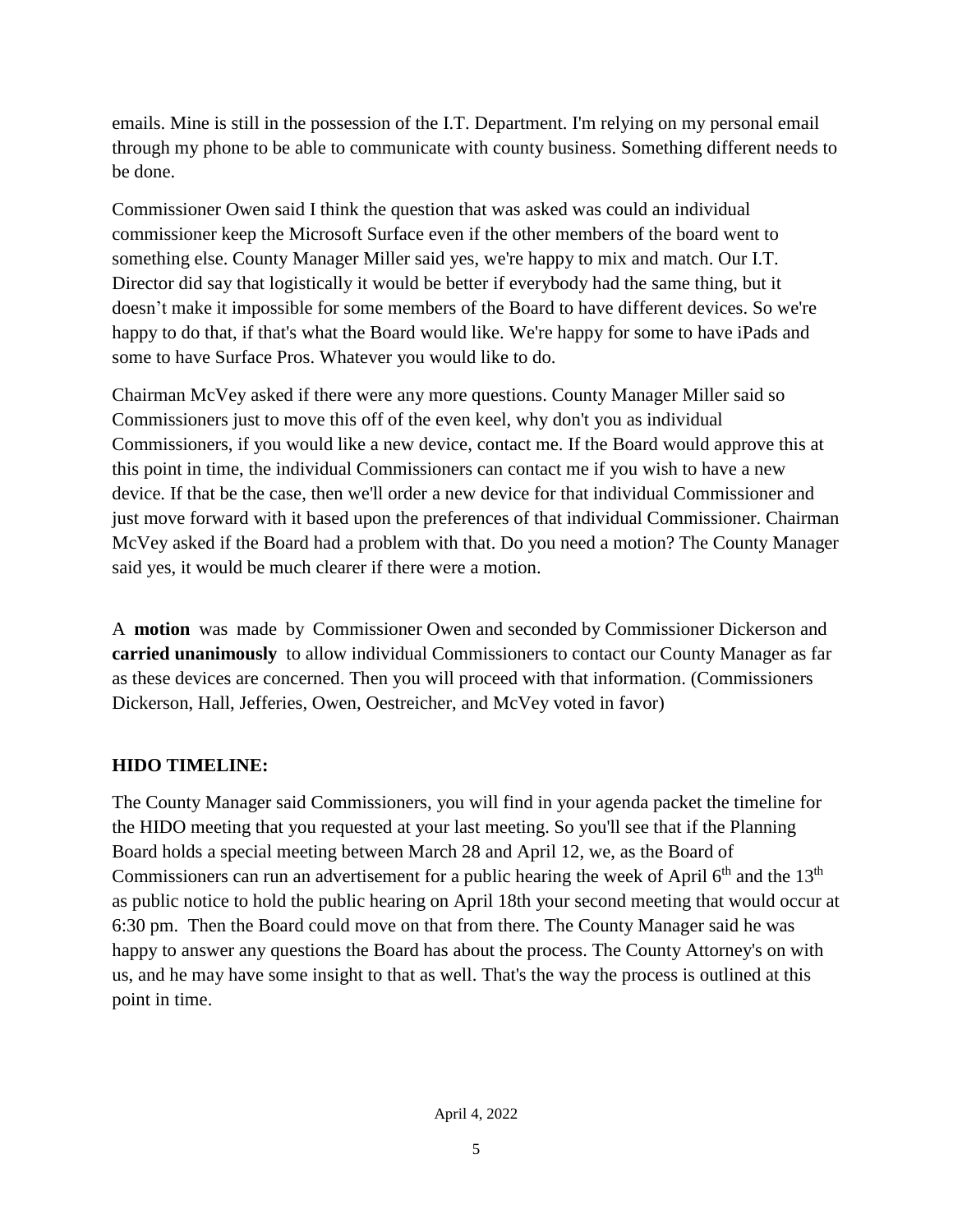emails. Mine is still in the possession of the I.T. Department. I'm relying on my personal email through my phone to be able to communicate with county business. Something different needs to be done.

Commissioner Owen said I think the question that was asked was could an individual commissioner keep the Microsoft Surface even if the other members of the board went to something else. County Manager Miller said yes, we're happy to mix and match. Our I.T. Director did say that logistically it would be better if everybody had the same thing, but it doesn't make it impossible for some members of the Board to have different devices. So we're happy to do that, if that's what the Board would like. We're happy for some to have iPads and some to have Surface Pros. Whatever you would like to do.

Chairman McVey asked if there were any more questions. County Manager Miller said so Commissioners just to move this off of the even keel, why don't you as individual Commissioners, if you would like a new device, contact me. If the Board would approve this at this point in time, the individual Commissioners can contact me if you wish to have a new device. If that be the case, then we'll order a new device for that individual Commissioner and just move forward with it based upon the preferences of that individual Commissioner. Chairman McVey asked if the Board had a problem with that. Do you need a motion? The County Manager said yes, it would be much clearer if there were a motion.

A **motion** was made by Commissioner Owen and seconded by Commissioner Dickerson and **carried unanimously** to allow individual Commissioners to contact our County Manager as far as these devices are concerned. Then you will proceed with that information. (Commissioners Dickerson, Hall, Jefferies, Owen, Oestreicher, and McVey voted in favor)

## HIDO TIMELINE:

The County Manager said Commissioners, you will find in your agenda packet the timeline for the HIDO meeting that you requested at your last meeting. So you'll see that if the Planning Board holds a special meeting between March 28 and April 12, we, as the Board of Commissioners can run an advertisement for a public hearing the week of April 6th and the 13th as public notice to hold the public hearing on April 18th your second meeting that would occur at 6:30 pm. Then the Board could move on that from there. The County Manager said he was happy to answer any questions the Board has about the process. The County Attorney's on with us, and he may have some insight to that as well. That's the way the process is outlined at this point in time.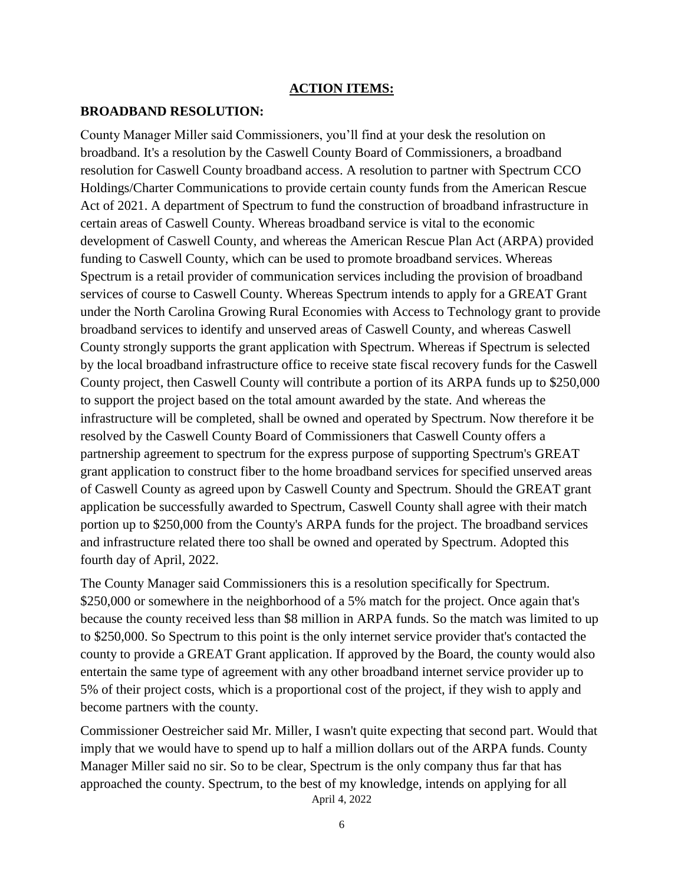## ACTION ITEMS:

### BROADBAND RESOLUTION:

County Manager Miller said Commissioners, you'll find at your desk the resolution on broadband. It's a resolution by the Caswell County Board of Commissioners, a broadband resolution for Caswell County broadband access. A resolution to partner with Spectrum CCO Holdings/Charter Communications to provide certain county funds from the American Rescue Act of 2021. A department of Spectrum to fund the construction of broadband infrastructure in certain areas of Caswell County. Whereas broadband service is vital to the economic development of Caswell County, and whereas the American Rescue Plan Act (ARPA) provided funding to Caswell County, which can be used to promote broadband services. Whereas Spectrum is a retail provider of communication services including the provision of broadband services of course to Caswell County. Whereas Spectrum intends to apply for a GREAT Grant under the North Carolina Growing Rural Economies with Access to Technology grant to provide broadband services to identify and unserved areas of Caswell County, and whereas Caswell County strongly supports the grant application with Spectrum. Whereas if Spectrum is selected by the local broadband infrastructure office to receive state fiscal recovery funds for the Caswell County project, then Caswell County will contribute a portion of its ARPA funds up to $250,000 to support the project based on the total amount awarded by the state. And whereas the infrastructure will be completed, shall be owned and operated by Spectrum. Now therefore it be resolved by the Caswell County Board of Commissioners that Caswell County offers a partnership agreement to spectrum for the express purpose of supporting Spectrum's GREAT grant application to construct fiber to the home broadband services for specified unserved areas of Caswell County as agreed upon by Caswell County and Spectrum. Should the GREAT grant application be successfully awarded to Spectrum, Caswell County shall agree with their match portion up to $250,000 from the County's ARPA funds for the project. The broadband services and infrastructure related there too shall be owned and operated by Spectrum. Adopted this fourth day of April, 2022.

The County Manager said Commissioners this is a resolution specifically for Spectrum. $250,000 or somewhere in the neighborhood of a 5% match for the project. Once again that's because the county received less than $8 million in ARPA funds. So the match was limited to up to $250,000. So Spectrum to this point is the only internet service provider that's contacted the county to provide a GREAT Grant application. If approved by the Board, the county would also entertain the same type of agreement with any other broadband internet service provider up to 5% of their project costs, which is a proportional cost of the project, if they wish to apply and become partners with the county.

Commissioner Oestreicher said Mr. Miller, I wasn't quite expecting that second part. Would that imply that we would have to spend up to half a million dollars out of the ARPA funds. County Manager Miller said no sir. So to be clear, Spectrum is the only company thus far that has approached the county. Spectrum, to the best of my knowledge, intends on applying for all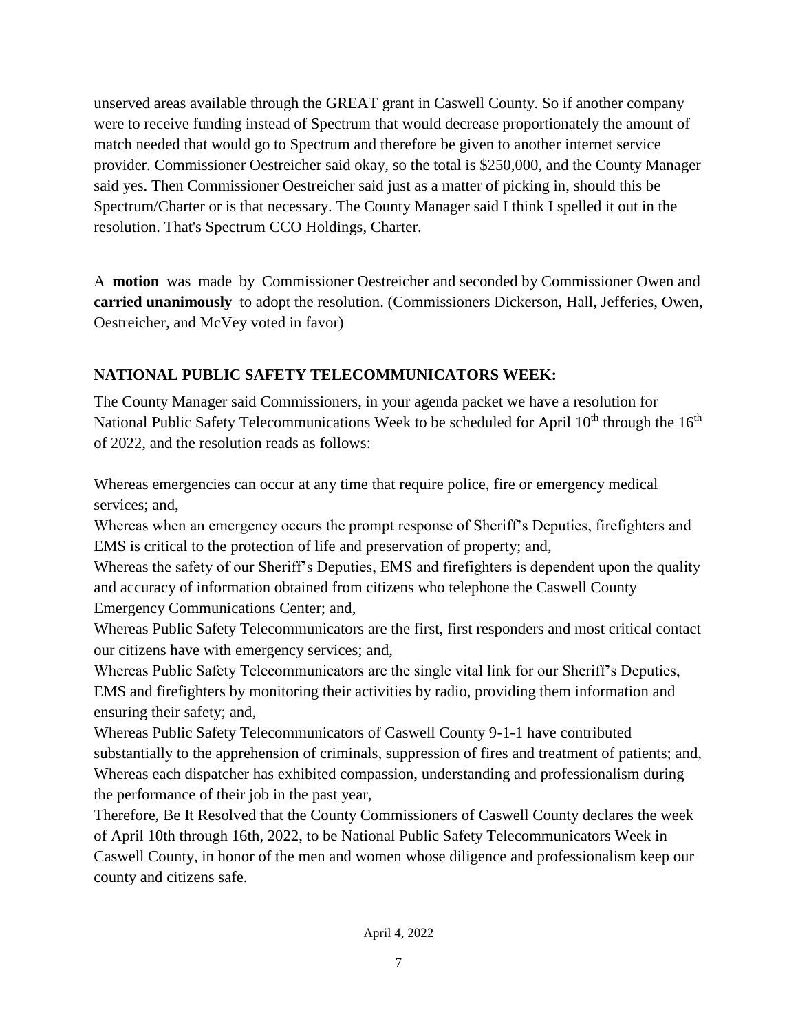unserved areas available through the GREAT grant in Caswell County. So if another company were to receive funding instead of Spectrum that would decrease proportionately the amount of match needed that would go to Spectrum and therefore be given to another internet service provider. Commissioner Oestreicher said okay, so the total is $250,000, and the County Manager said yes. Then Commissioner Oestreicher said just as a matter of picking in, should this be Spectrum/Charter or is that necessary. The County Manager said I think I spelled it out in the resolution. That's Spectrum CCO Holdings, Charter.

A **motion** was made by Commissioner Oestreicher and seconded by Commissioner Owen and **carried unanimously** to adopt the resolution. (Commissioners Dickerson, Hall, Jefferies, Owen, Oestreicher, and McVey voted in favor)

**NATIONAL PUBLIC SAFETY TELECOMMUNICATORS WEEK:**

The County Manager said Commissioners, in your agenda packet we have a resolution for National Public Safety Telecommunications Week to be scheduled for April 10th through the 16th of 2022, and the resolution reads as follows:

Whereas emergencies can occur at any time that require police, fire or emergency medical services; and,
Whereas when an emergency occurs the prompt response of Sheriff's Deputies, firefighters and EMS is critical to the protection of life and preservation of property; and,
Whereas the safety of our Sheriff's Deputies, EMS and firefighters is dependent upon the quality and accuracy of information obtained from citizens who telephone the Caswell County Emergency Communications Center; and,
Whereas Public Safety Telecommunicators are the first, first responders and most critical contact our citizens have with emergency services; and,
Whereas Public Safety Telecommunicators are the single vital link for our Sheriff's Deputies, EMS and firefighters by monitoring their activities by radio, providing them information and ensuring their safety; and,
Whereas Public Safety Telecommunicators of Caswell County 9-1-1 have contributed substantially to the apprehension of criminals, suppression of fires and treatment of patients; and,
Whereas each dispatcher has exhibited compassion, understanding and professionalism during the performance of their job in the past year,
Therefore, Be It Resolved that the County Commissioners of Caswell County declares the week of April 10th through 16th, 2022, to be National Public Safety Telecommunicators Week in Caswell County, in honor of the men and women whose diligence and professionalism keep our county and citizens safe.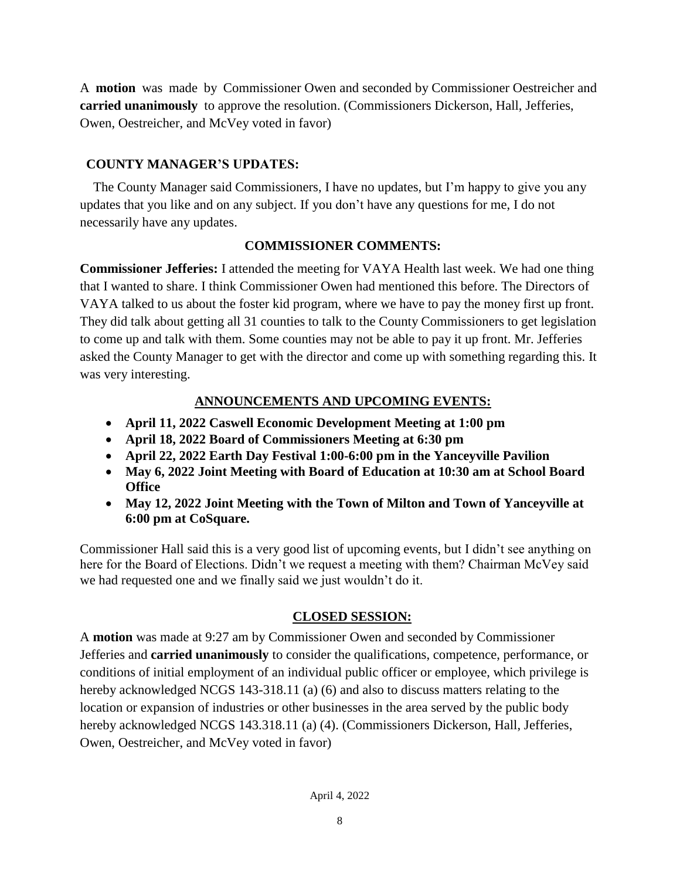A **motion** was made by Commissioner Owen and seconded by Commissioner Oestreicher and **carried unanimously** to approve the resolution. (Commissioners Dickerson, Hall, Jefferies, Owen, Oestreicher, and McVey voted in favor)

## COUNTY MANAGER'S UPDATES:

The County Manager said Commissioners, I have no updates, but I'm happy to give you any updates that you like and on any subject. If you don't have any questions for me, I do not necessarily have any updates.

## COMMISSIONER COMMENTS:

**Commissioner Jefferies:** I attended the meeting for VAYA Health last week. We had one thing that I wanted to share. I think Commissioner Owen had mentioned this before. The Directors of VAYA talked to us about the foster kid program, where we have to pay the money first up front. They did talk about getting all 31 counties to talk to the County Commissioners to get legislation to come up and talk with them. Some counties may not be able to pay it up front. Mr. Jefferies asked the County Manager to get with the director and come up with something regarding this. It was very interesting.

## ANNOUNCEMENTS AND UPCOMING EVENTS:

- **April 11, 2022 Caswell Economic Development Meeting at 1:00 pm**
- **April 18, 2022 Board of Commissioners Meeting at 6:30 pm**
- **April 22, 2022 Earth Day Festival 1:00-6:00 pm in the Yanceyville Pavilion**
- **May 6, 2022 Joint Meeting with Board of Education at 10:30 am at School Board Office**
- **May 12, 2022 Joint Meeting with the Town of Milton and Town of Yanceyville at 6:00 pm at CoSquare.**

Commissioner Hall said this is a very good list of upcoming events, but I didn't see anything on here for the Board of Elections. Didn't we request a meeting with them? Chairman McVey said we had requested one and we finally said we just wouldn't do it.

## CLOSED SESSION:

A **motion** was made at 9:27 am by Commissioner Owen and seconded by Commissioner Jefferies and **carried unanimously** to consider the qualifications, competence, performance, or conditions of initial employment of an individual public officer or employee, which privilege is hereby acknowledged NCGS 143-318.11 (a) (6) and also to discuss matters relating to the location or expansion of industries or other businesses in the area served by the public body hereby acknowledged NCGS 143.318.11 (a) (4). (Commissioners Dickerson, Hall, Jefferies, Owen, Oestreicher, and McVey voted in favor)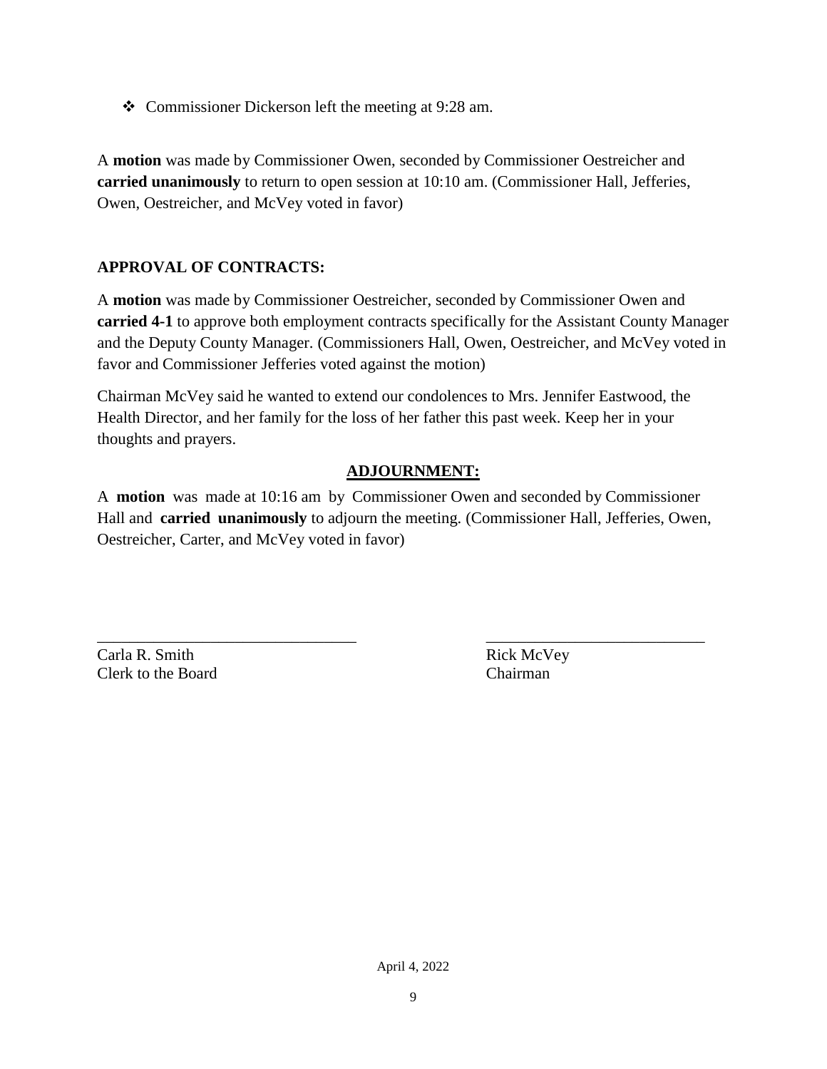- Commissioner Dickerson left the meeting at 9:28 am.

A **motion** was made by Commissioner Owen, seconded by Commissioner Oestreicher and **carried unanimously** to return to open session at 10:10 am. (Commissioner Hall, Jefferies, Owen, Oestreicher, and McVey voted in favor)

**APPROVAL OF CONTRACTS:**

A **motion** was made by Commissioner Oestreicher, seconded by Commissioner Owen and **carried 4-1** to approve both employment contracts specifically for the Assistant County Manager and the Deputy County Manager. (Commissioners Hall, Owen, Oestreicher, and McVey voted in favor and Commissioner Jefferies voted against the motion)

Chairman McVey said he wanted to extend our condolences to Mrs. Jennifer Eastwood, the Health Director, and her family for the loss of her father this past week. Keep her in your thoughts and prayers.

## ADJOURNMENT:

A **motion** was made at 10:16 am by Commissioner Owen and seconded by Commissioner Hall and **carried unanimously** to adjourn the meeting. (Commissioner Hall, Jefferies, Owen, Oestreicher, Carter, and McVey voted in favor)

_________________________________
Carla R. Smith
Clerk to the Board

_________________________________
Rick McVey
Chairman

April 4, 2022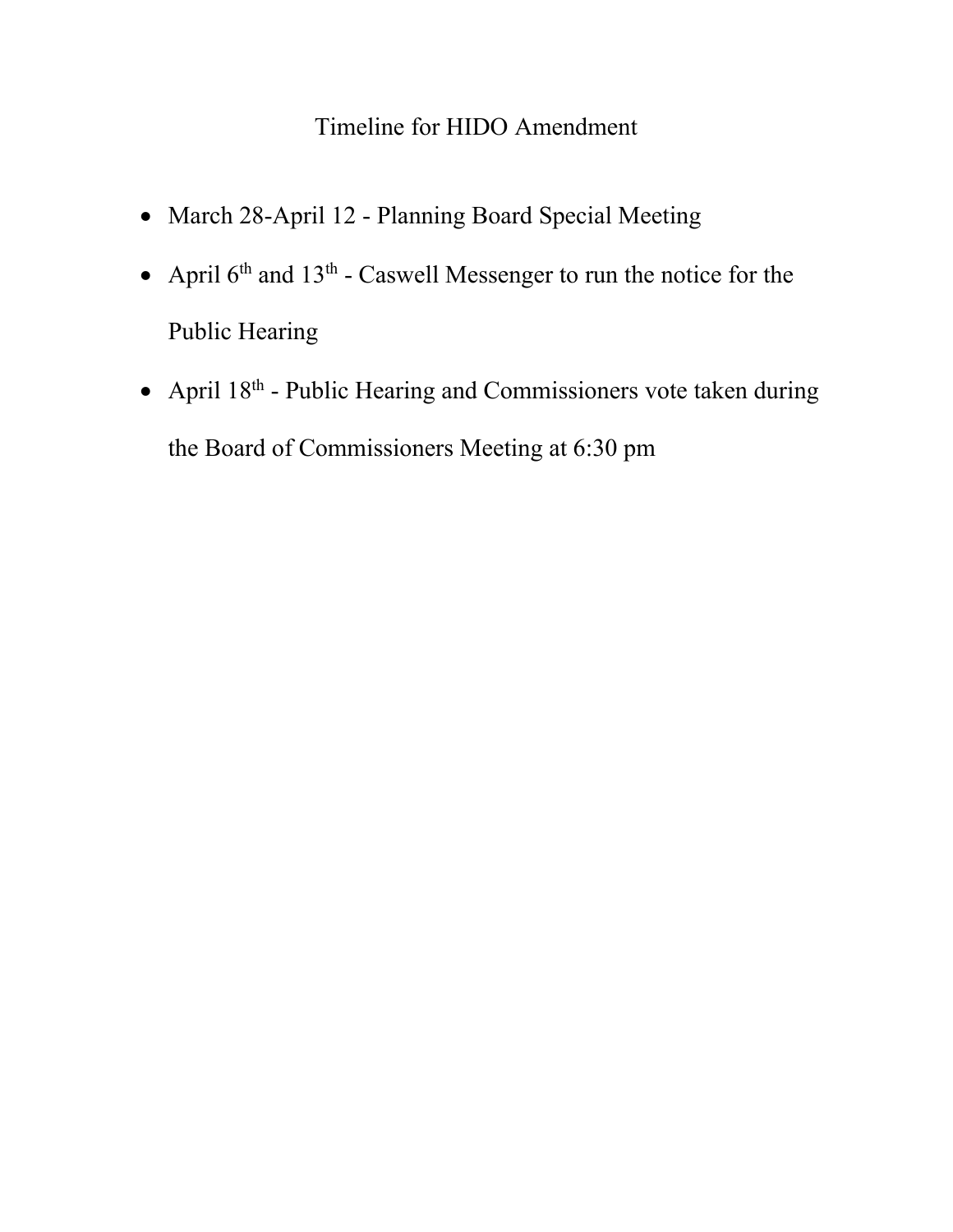# Timeline for HIDO Amendment

- March 28-April 12 - Planning Board Special Meeting
- April 6th and 13th - Caswell Messenger to run the notice for the Public Hearing
- April 18th - Public Hearing and Commissioners vote taken during the Board of Commissioners Meeting at 6:30 pm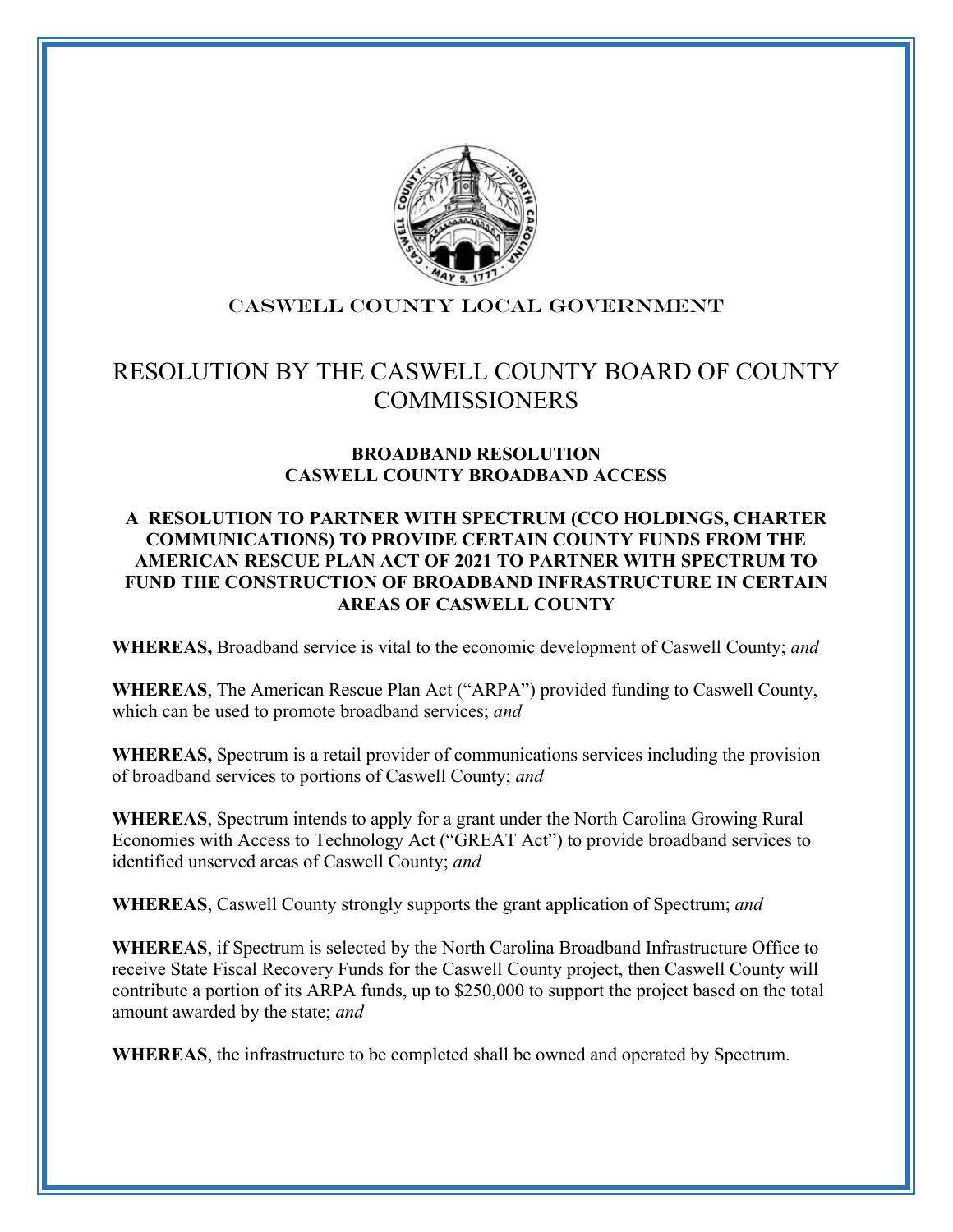CASWELL COUNTY LOCAL GOVERNMENT

# RESOLUTION BY THE CASWELL COUNTY BOARD OF COUNTY COMMISSIONERS

**BROADBAND RESOLUTION**
**CASWELL COUNTY BROADBAND ACCESS**

**A RESOLUTION TO PARTNER WITH SPECTRUM (CCO HOLDINGS, CHARTER COMMUNICATIONS) TO PROVIDE CERTAIN COUNTY FUNDS FROM THE AMERICAN RESCUE PLAN ACT OF 2021 TO PARTNER WITH SPECTRUM TO FUND THE CONSTRUCTION OF BROADBAND INFRASTRUCTURE IN CERTAIN AREAS OF CASWELL COUNTY**

**WHEREAS,** Broadband service is vital to the economic development of Caswell County; *and*

**WHEREAS**, The American Rescue Plan Act ("ARPA") provided funding to Caswell County, which can be used to promote broadband services; *and*

**WHEREAS,** Spectrum is a retail provider of communications services including the provision of broadband services to portions of Caswell County; *and*

**WHEREAS**, Spectrum intends to apply for a grant under the North Carolina Growing Rural Economies with Access to Technology Act ("GREAT Act") to provide broadband services to identified unserved areas of Caswell County; *and*

**WHEREAS**, Caswell County strongly supports the grant application of Spectrum; *and*

**WHEREAS**, if Spectrum is selected by the North Carolina Broadband Infrastructure Office to receive State Fiscal Recovery Funds for the Caswell County project, then Caswell County will contribute a portion of its ARPA funds, up to $250,000 to support the project based on the total amount awarded by the state; *and*

**WHEREAS**, the infrastructure to be completed shall be owned and operated by Spectrum.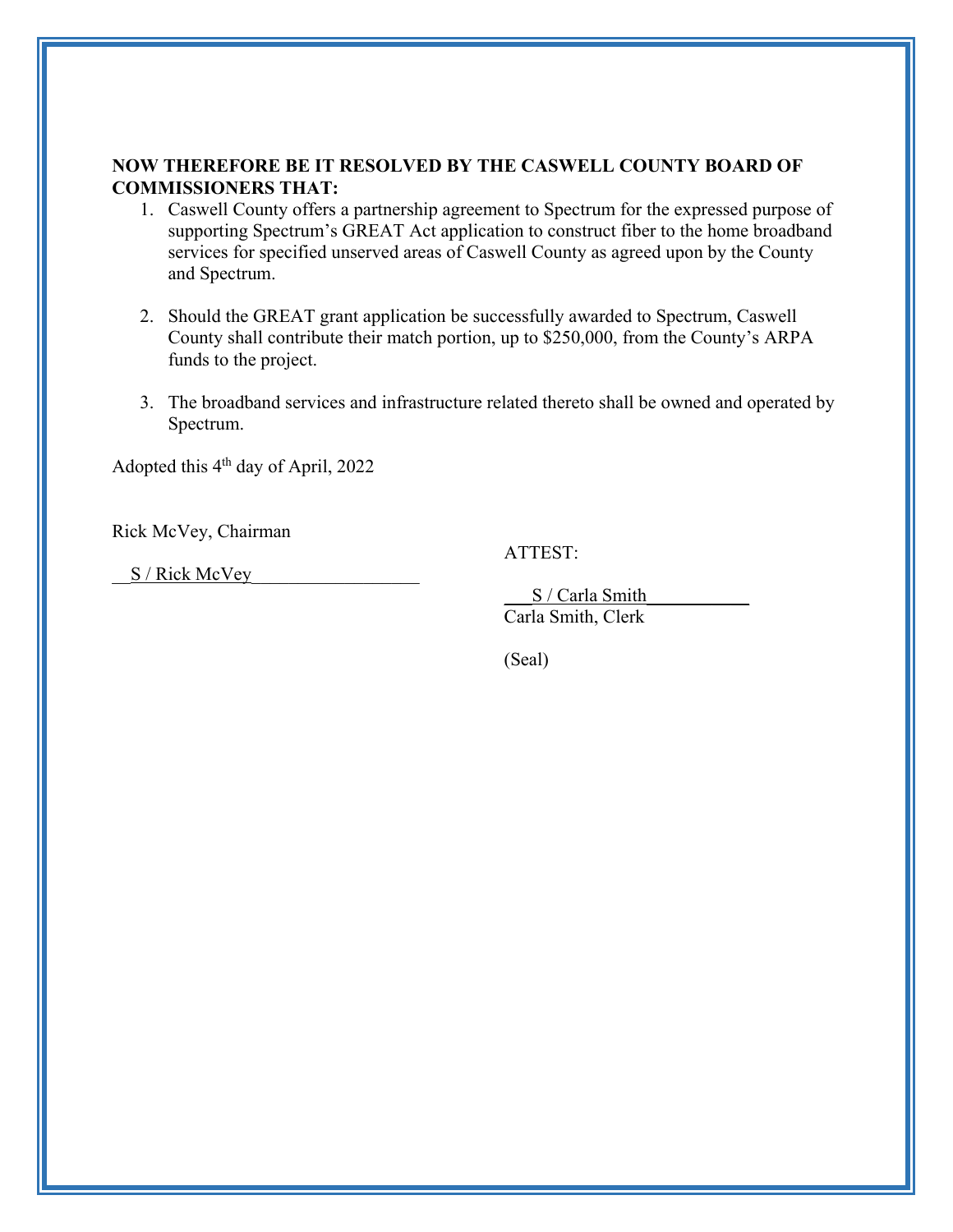**NOW THEREFORE BE IT RESOLVED BY THE CASWELL COUNTY BOARD OF COMMISSIONERS THAT:**

1. Caswell County offers a partnership agreement to Spectrum for the expressed purpose of supporting Spectrum's GREAT Act application to construct fiber to the home broadband services for specified unserved areas of Caswell County as agreed upon by the County and Spectrum.

2. Should the GREAT grant application be successfully awarded to Spectrum, Caswell County shall contribute their match portion, up to $250,000, from the County's ARPA funds to the project.

3. The broadband services and infrastructure related thereto shall be owned and operated by Spectrum.

Adopted this 4th day of April, 2022

Rick McVey, Chairman

S / Rick McVey

ATTEST:

S / Carla Smith
Carla Smith, Clerk

(Seal)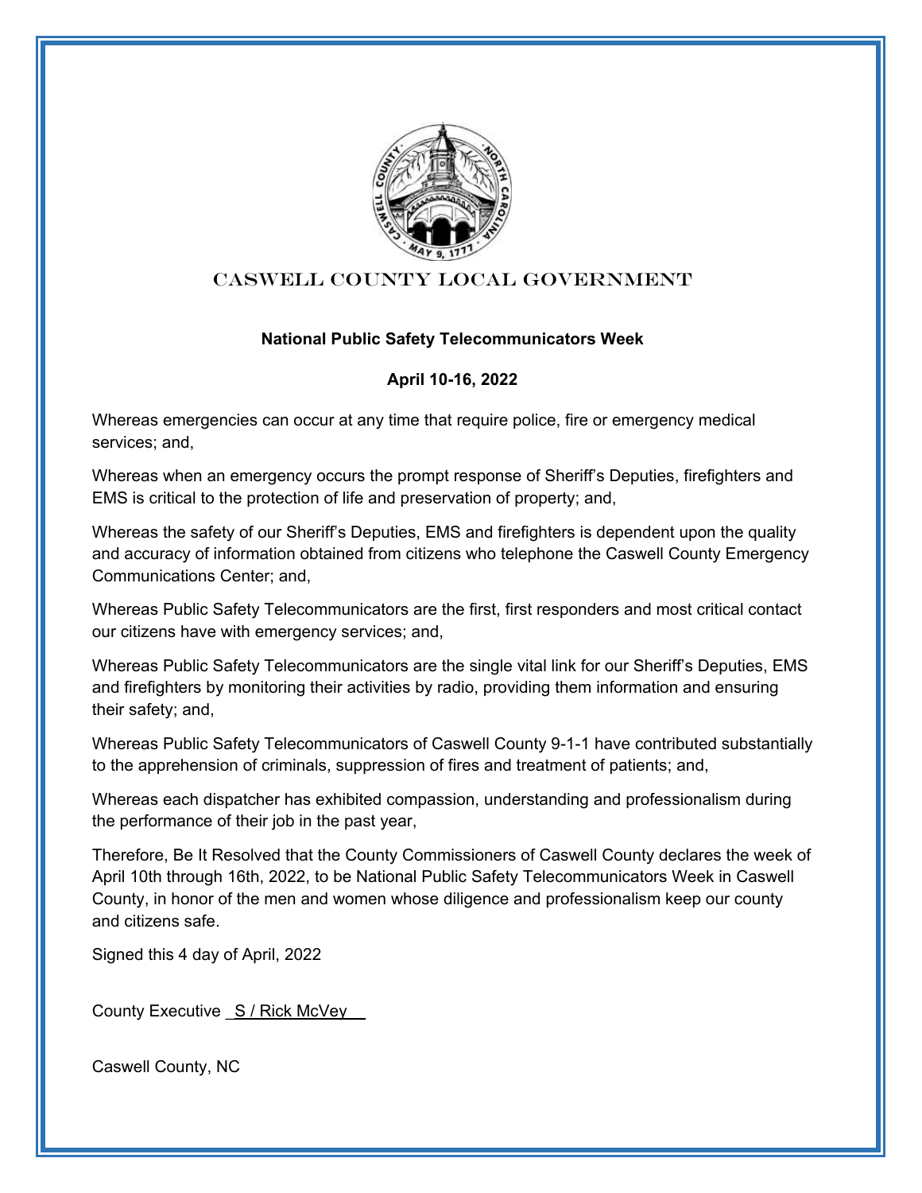# CASWELL COUNTY LOCAL GOVERNMENT

**National Public Safety Telecommunicators Week**

**April 10-16, 2022**

Whereas emergencies can occur at any time that require police, fire or emergency medical services; and,

Whereas when an emergency occurs the prompt response of Sheriff's Deputies, firefighters and EMS is critical to the protection of life and preservation of property; and,

Whereas the safety of our Sheriff's Deputies, EMS and firefighters is dependent upon the quality and accuracy of information obtained from citizens who telephone the Caswell County Emergency Communications Center; and,

Whereas Public Safety Telecommunicators are the first, first responders and most critical contact our citizens have with emergency services; and,

Whereas Public Safety Telecommunicators are the single vital link for our Sheriff's Deputies, EMS and firefighters by monitoring their activities by radio, providing them information and ensuring their safety; and,

Whereas Public Safety Telecommunicators of Caswell County 9-1-1 have contributed substantially to the apprehension of criminals, suppression of fires and treatment of patients; and,

Whereas each dispatcher has exhibited compassion, understanding and professionalism during the performance of their job in the past year,

Therefore, Be It Resolved that the County Commissioners of Caswell County declares the week of April 10th through 16th, 2022, to be National Public Safety Telecommunicators Week in Caswell County, in honor of the men and women whose diligence and professionalism keep our county and citizens safe.

Signed this 4 day of April, 2022

County Executive S / Rick McVey

Caswell County, NC